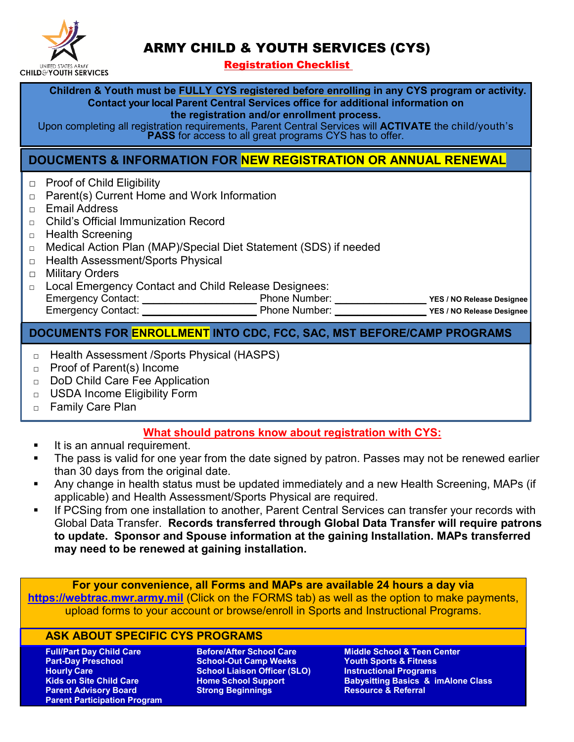UNITED STATES ARMY CHILD & YOUTH SERVICES

# ARMY CHILD & YOUTH SERVICES (CYS)

## Registration Checklist

**Children & Youth must be FULLY CYS registered before enrolling in any CYS program or activity. Contact your local Parent Central Services office for additional information on the registration and/or enrollment process.**

Upon completing all registration requirements, Parent Central Services will **ACTIVATE** the child/youth's **PASS** for access to all great programs CYS has to offer.

## DOUCMENTS & INFORMATION FOR NEW REGISTRATION OR ANNUAL RENEWAL

- ☐ Proof of Child Eligibility
- ☐ Parent(s) Current Home and Work Information
- ☐ Email Address
- ☐ Child's Official Immunization Record
- ☐ Health Screening
- ☐ Medical Action Plan (MAP)/Special Diet Statement (SDS) if needed
- ☐ Health Assessment/Sports Physical
- ☐ Military Orders
- ☐ Local Emergency Contact and Child Release Designees:
  - Emergency Contact: ____________________ Phone Number: ________________ **YES / NO Release Designee**
  - Emergency Contact: ____________________ Phone Number: ________________ **YES / NO Release Designee**

## DOCUMENTS FOR ENROLLMENT INTO CDC, FCC, SAC, MST BEFORE/CAMP PROGRAMS

- ☐ Health Assessment /Sports Physical (HASPS)
- ☐ Proof of Parent(s) Income
- ☐ DoD Child Care Fee Application
- ☐ USDA Income Eligibility Form
- ☐ Family Care Plan

## What should patrons know about registration with CYS:

- It is an annual requirement.
- The pass is valid for one year from the date signed by patron. Passes may not be renewed earlier than 30 days from the original date.
- Any change in health status must be updated immediately and a new Health Screening, MAPs (if applicable) and Health Assessment/Sports Physical are required.
- If PCSing from one installation to another, Parent Central Services can transfer your records with Global Data Transfer. **Records transferred through Global Data Transfer will require patrons to update. Sponsor and Spouse information at the gaining Installation. MAPs transferred may need to be renewed at gaining installation.**

**For your convenience, all Forms and MAPs are available 24 hours a day via** https://webtrac.mwr.army.mil (Click on the FORMS tab) as well as the option to make payments, upload forms to your account or browse/enroll in Sports and Instructional Programs.

## ASK ABOUT SPECIFIC CYS PROGRAMS

- **Full/Part Day Child Care**
- **Part-Day Preschool**
- **Hourly Care**
- **Kids on Site Child Care**
- **Parent Advisory Board**
- **Parent Participation Program**
- **Before/After School Care**
- **School-Out Camp Weeks**
- **School Liaison Officer (SLO)**
- **Home School Support**
- **Strong Beginnings**
- **Middle School & Teen Center**
- **Youth Sports & Fitness**
- **Instructional Programs**
- **Babysitting Basics & imAlone Class**
- **Resource & Referral**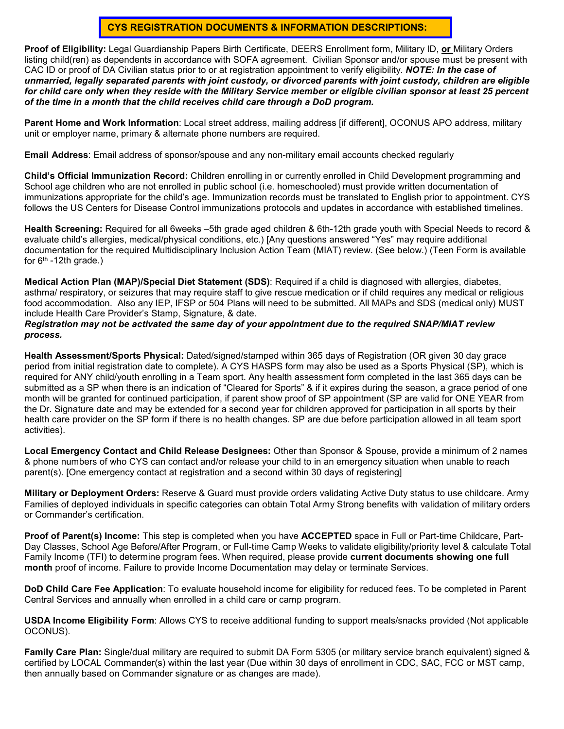## CYS REGISTRATION DOCUMENTS & INFORMATION DESCRIPTIONS:

**Proof of Eligibility:** Legal Guardianship Papers Birth Certificate, DEERS Enrollment form, Military ID, **or** Military Orders listing child(ren) as dependents in accordance with SOFA agreement. Civilian Sponsor and/or spouse must be present with CAC ID or proof of DA Civilian status prior to or at registration appointment to verify eligibility. ***NOTE: In the case of unmarried, legally separated parents with joint custody, or divorced parents with joint custody, children are eligible for child care only when they reside with the Military Service member or eligible civilian sponsor at least 25 percent of the time in a month that the child receives child care through a DoD program.***

**Parent Home and Work Information**: Local street address, mailing address [if different], OCONUS APO address, military unit or employer name, primary & alternate phone numbers are required.

**Email Address**: Email address of sponsor/spouse and any non-military email accounts checked regularly

**Child's Official Immunization Record:** Children enrolling in or currently enrolled in Child Development programming and School age children who are not enrolled in public school (i.e. homeschooled) must provide written documentation of immunizations appropriate for the child's age. Immunization records must be translated to English prior to appointment. CYS follows the US Centers for Disease Control immunizations protocols and updates in accordance with established timelines.

**Health Screening:** Required for all 6weeks –5th grade aged children & 6th-12th grade youth with Special Needs to record & evaluate child's allergies, medical/physical conditions, etc.) [Any questions answered "Yes" may require additional documentation for the required Multidisciplinary Inclusion Action Team (MIAT) review. (See below.) (Teen Form is available for 6th -12th grade.)

**Medical Action Plan (MAP)/Special Diet Statement (SDS)**: Required if a child is diagnosed with allergies, diabetes, asthma/ respiratory, or seizures that may require staff to give rescue medication or if child requires any medical or religious food accommodation. Also any IEP, IFSP or 504 Plans will need to be submitted. All MAPs and SDS (medical only) MUST include Health Care Provider's Stamp, Signature, & date.
***Registration may not be activated the same day of your appointment due to the required SNAP/MIAT review process.***

**Health Assessment/Sports Physical:** Dated/signed/stamped within 365 days of Registration (OR given 30 day grace period from initial registration date to complete). A CYS HASPS form may also be used as a Sports Physical (SP), which is required for ANY child/youth enrolling in a Team sport. Any health assessment form completed in the last 365 days can be submitted as a SP when there is an indication of "Cleared for Sports" & if it expires during the season, a grace period of one month will be granted for continued participation, if parent show proof of SP appointment (SP are valid for ONE YEAR from the Dr. Signature date and may be extended for a second year for children approved for participation in all sports by their health care provider on the SP form if there is no health changes. SP are due before participation allowed in all team sport activities).

**Local Emergency Contact and Child Release Designees:** Other than Sponsor & Spouse, provide a minimum of 2 names & phone numbers of who CYS can contact and/or release your child to in an emergency situation when unable to reach parent(s). [One emergency contact at registration and a second within 30 days of registering]

**Military or Deployment Orders:** Reserve & Guard must provide orders validating Active Duty status to use childcare. Army Families of deployed individuals in specific categories can obtain Total Army Strong benefits with validation of military orders or Commander's certification.

**Proof of Parent(s) Income:** This step is completed when you have **ACCEPTED** space in Full or Part-time Childcare, Part-Day Classes, School Age Before/After Program, or Full-time Camp Weeks to validate eligibility/priority level & calculate Total Family Income (TFI) to determine program fees. When required, please provide **current documents showing one full month** proof of income. Failure to provide Income Documentation may delay or terminate Services.

**DoD Child Care Fee Application**: To evaluate household income for eligibility for reduced fees. To be completed in Parent Central Services and annually when enrolled in a child care or camp program.

**USDA Income Eligibility Form**: Allows CYS to receive additional funding to support meals/snacks provided (Not applicable OCONUS).

**Family Care Plan:** Single/dual military are required to submit DA Form 5305 (or military service branch equivalent) signed & certified by LOCAL Commander(s) within the last year (Due within 30 days of enrollment in CDC, SAC, FCC or MST camp, then annually based on Commander signature or as changes are made).